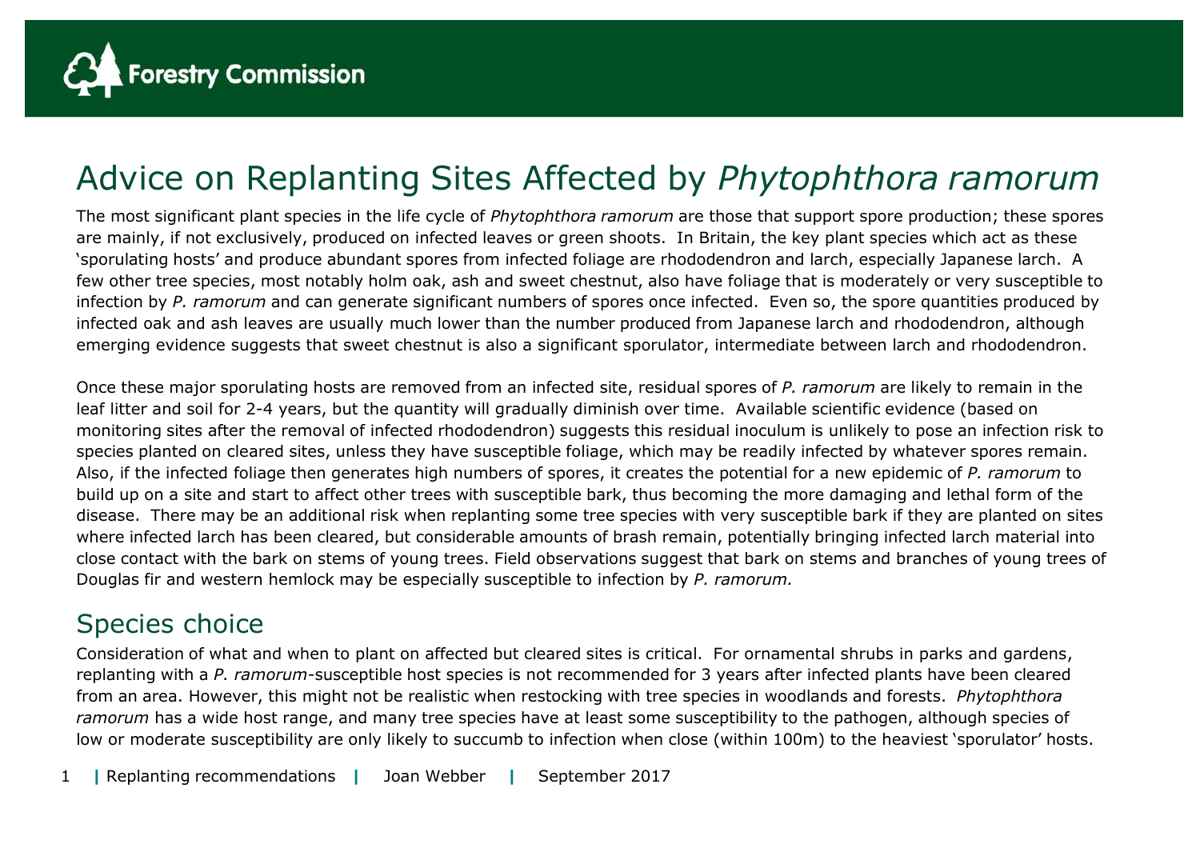# Advice on Replanting Sites Affected by *Phytophthora ramorum*

The most significant plant species in the life cycle of *Phytophthora ramorum* are those that support spore production; these spores are mainly, if not exclusively, produced on infected leaves or green shoots. In Britain, the key plant species which act as these 'sporulating hosts' and produce abundant spores from infected foliage are rhododendron and larch, especially Japanese larch. A few other tree species, most notably holm oak, ash and sweet chestnut, also have foliage that is moderately or very susceptible to infection by *P. ramorum* and can generate significant numbers of spores once infected. Even so, the spore quantities produced by infected oak and ash leaves are usually much lower than the number produced from Japanese larch and rhododendron, although emerging evidence suggests that sweet chestnut is also a significant sporulator, intermediate between larch and rhododendron.

Once these major sporulating hosts are removed from an infected site, residual spores of *P. ramorum* are likely to remain in the leaf litter and soil for 2-4 years, but the quantity will gradually diminish over time. Available scientific evidence (based on monitoring sites after the removal of infected rhododendron) suggests this residual inoculum is unlikely to pose an infection risk to species planted on cleared sites, unless they have susceptible foliage, which may be readily infected by whatever spores remain. Also, if the infected foliage then generates high numbers of spores, it creates the potential for a new epidemic of *P. ramorum* to build up on a site and start to affect other trees with susceptible bark, thus becoming the more damaging and lethal form of the disease. There may be an additional risk when replanting some tree species with very susceptible bark if they are planted on sites where infected larch has been cleared, but considerable amounts of brash remain, potentially bringing infected larch material into close contact with the bark on stems of young trees. Field observations suggest that bark on stems and branches of young trees of Douglas fir and western hemlock may be especially susceptible to infection by *P. ramorum.*

## Species choice

Consideration of what and when to plant on affected but cleared sites is critical. For ornamental shrubs in parks and gardens, replanting with a *P. ramorum*-susceptible host species is not recommended for 3 years after infected plants have been cleared from an area. However, this might not be realistic when restocking with tree species in woodlands and forests. *Phytophthora ramorum* has a wide host range, and many tree species have at least some susceptibility to the pathogen, although species of low or moderate susceptibility are only likely to succumb to infection when close (within 100m) to the heaviest 'sporulator' hosts.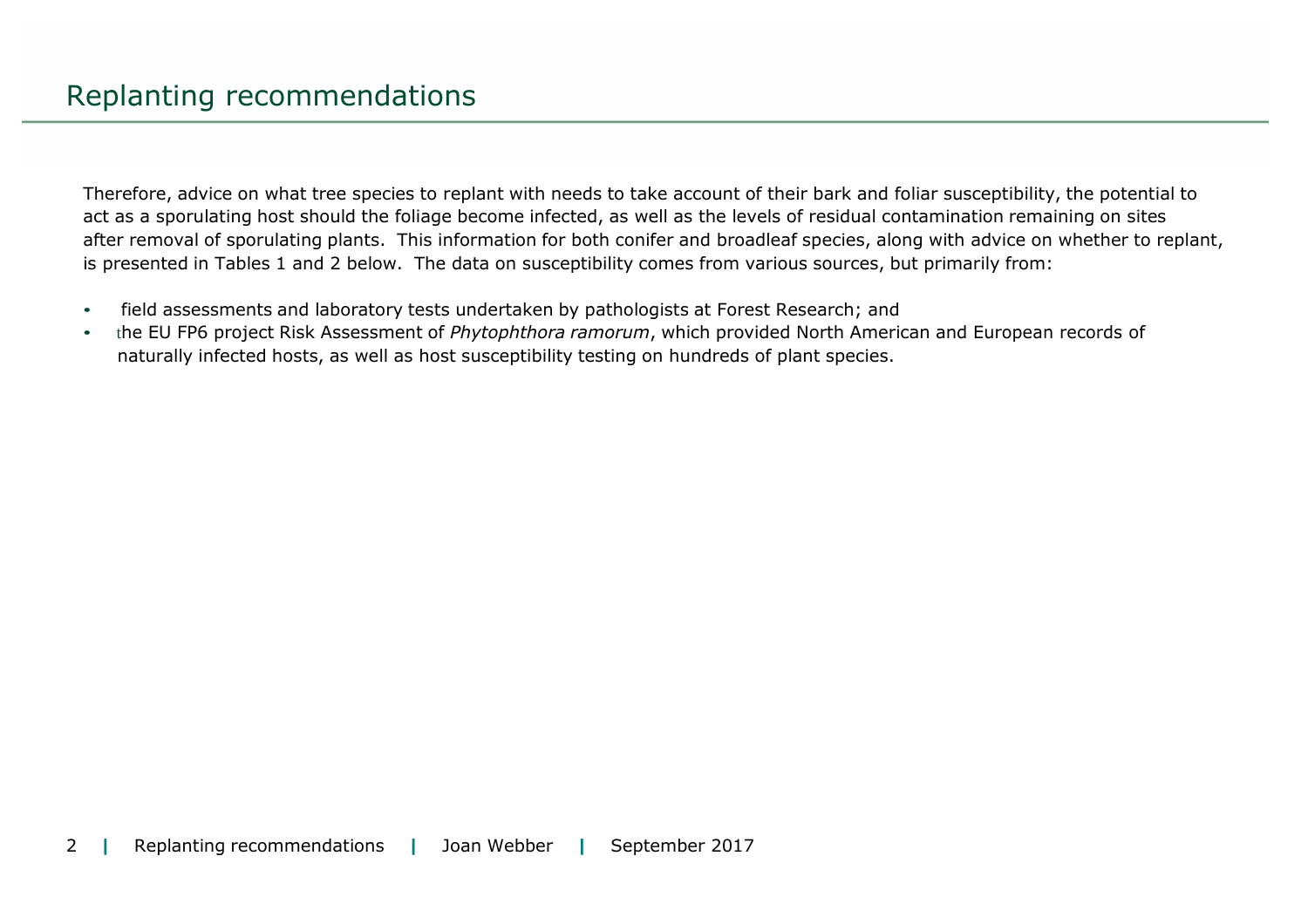## Replanting recommendations

Therefore, advice on what tree species to replant with needs to take account of their bark and foliar susceptibility, the potential to act as a sporulating host should the foliage become infected, as well as the levels of residual contamination remaining on sites after removal of sporulating plants. This information for both conifer and broadleaf species, along with advice on whether to replant, is presented in Tables 1 and 2 below. The data on susceptibility comes from various sources, but primarily from:

- field assessments and laboratory tests undertaken by pathologists at Forest Research; and
- the EU FP6 project Risk Assessment of *Phytophthora ramorum*, which provided North American and European records of naturally infected hosts, as well as host susceptibility testing on hundreds of plant species.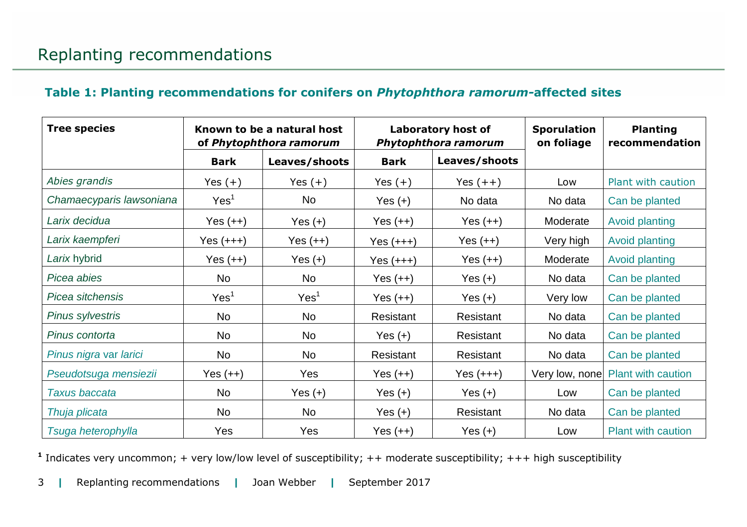# Replanting recommendations

### Table 1: Planting recommendations for conifers on *Phytophthora ramorum*-affected sites

| Tree species | Known to be a natural host of *Phytophthora ramorum* | | Laboratory host of *Phytophthora ramorum* | | Sporulation on foliage | Planting recommendation |
|---|---|---|---|---|---|---|
| | Bark | Leaves/shoots | Bark | Leaves/shoots | | |
| *Abies grandis* | Yes (+) | Yes (+) | Yes (+) | Yes (++) | Low | Plant with caution |
| *Chamaecyparis lawsoniana* | Yes[1] | No | Yes (+) | No data | No data | Can be planted |
| *Larix decidua* | Yes (++) | Yes (+) | Yes (++) | Yes (++) | Moderate | Avoid planting |
| *Larix kaempferi* | Yes (+++) | Yes (++) | Yes (+++) | Yes (++) | Very high | Avoid planting |
| *Larix* hybrid | Yes (++) | Yes (+) | Yes (+++) | Yes (++) | Moderate | Avoid planting |
| *Picea abies* | No | No | Yes (++) | Yes (+) | No data | Can be planted |
| *Picea sitchensis* | Yes[1] | Yes[1] | Yes (++) | Yes (+) | Very low | Can be planted |
| *Pinus sylvestris* | No | No | Resistant | Resistant | No data | Can be planted |
| *Pinus contorta* | No | No | Yes (+) | Resistant | No data | Can be planted |
| *Pinus nigra* var *larici* | No | No | Resistant | Resistant | No data | Can be planted |
| *Pseudotsuga mensiezii* | Yes (++) | Yes | Yes (++) | Yes (+++) | Very low, none | Plant with caution |
| *Taxus baccata* | No | Yes (+) | Yes (+) | Yes (+) | Low | Can be planted |
| *Thuja plicata* | No | No | Yes (+) | Resistant | No data | Can be planted |
| *Tsuga heterophylla* | Yes | Yes | Yes (++) | Yes (+) | Low | Plant with caution |

[1] Indicates very uncommon; + very low/low level of susceptibility; ++ moderate susceptibility; +++ high susceptibility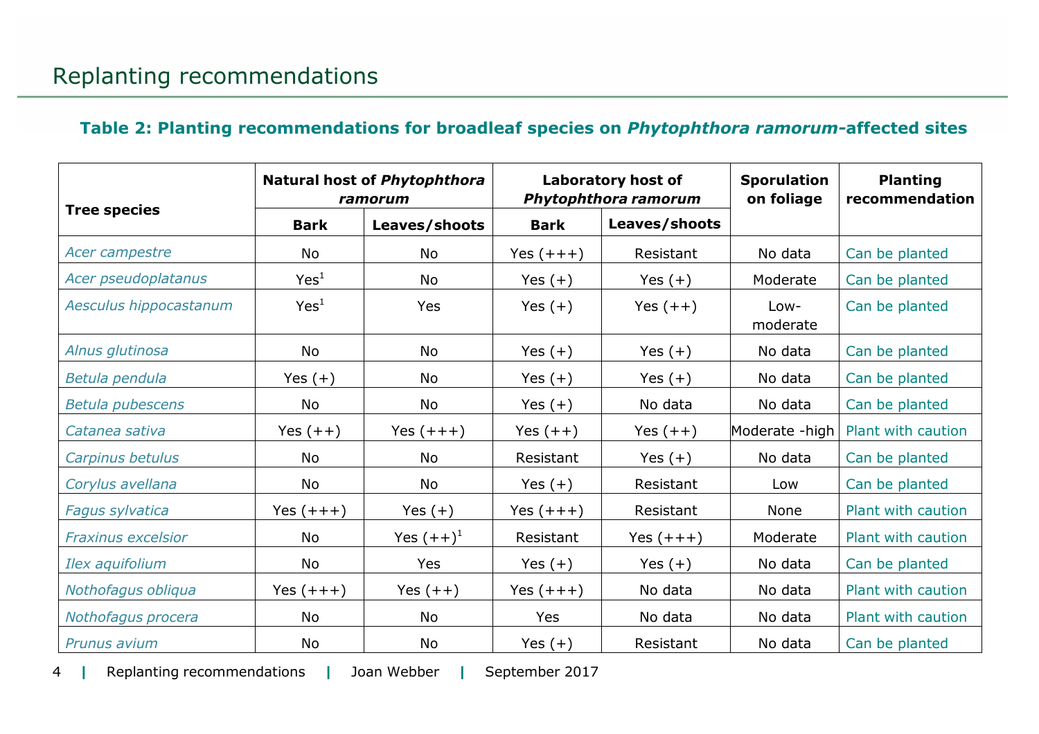# Replanting recommendations

**Table 2: Planting recommendations for broadleaf species on *Phytophthora ramorum*-affected sites**

| Tree species | Natural host of *Phytophthora ramorum* | | Laboratory host of *Phytophthora ramorum* | | Sporulation on foliage | Planting recommendation |
|---|---|---|---|---|---|---|
| | Bark | Leaves/shoots | Bark | Leaves/shoots | | |
| *Acer campestre* | No | No | Yes (+++) | Resistant | No data | Can be planted |
| *Acer pseudoplatanus* | Yes[1] | No | Yes (+) | Yes (+) | Moderate | Can be planted |
| *Aesculus hippocastanum* | Yes[1] | Yes | Yes (+) | Yes (++) | Low-moderate | Can be planted |
| *Alnus glutinosa* | No | No | Yes (+) | Yes (+) | No data | Can be planted |
| *Betula pendula* | Yes (+) | No | Yes (+) | Yes (+) | No data | Can be planted |
| *Betula pubescens* | No | No | Yes (+) | No data | No data | Can be planted |
| *Catanea sativa* | Yes (++) | Yes (+++) | Yes (++) | Yes (++) | Moderate -high | Plant with caution |
| *Carpinus betulus* | No | No | Resistant | Yes (+) | No data | Can be planted |
| *Corylus avellana* | No | No | Yes (+) | Resistant | Low | Can be planted |
| *Fagus sylvatica* | Yes (+++) | Yes (+) | Yes (+++) | Resistant | None | Plant with caution |
| *Fraxinus excelsior* | No | Yes (++)[1] | Resistant | Yes (+++) | Moderate | Plant with caution |
| *Ilex aquifolium* | No | Yes | Yes (+) | Yes (+) | No data | Can be planted |
| *Nothofagus obliqua* | Yes (+++) | Yes (++) | Yes (+++) | No data | No data | Plant with caution |
| *Nothofagus procera* | No | No | Yes | No data | No data | Plant with caution |
| *Prunus avium* | No | No | Yes (+) | Resistant | No data | Can be planted |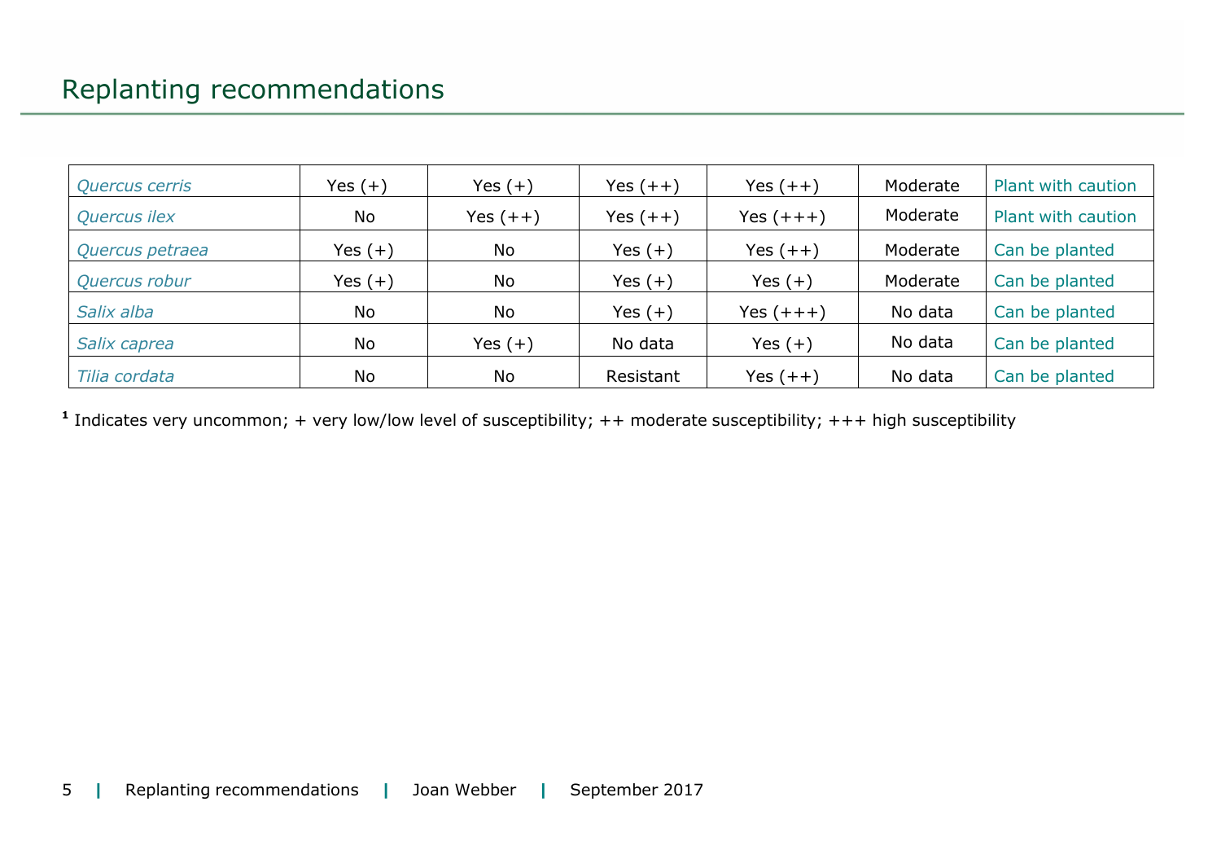# Replanting recommendations

| | | | | | | |
|---|---|---|---|---|---|---|
| *Quercus cerris* | Yes (+) | Yes (+) | Yes (++) | Yes (++) | Moderate | Plant with caution |
| *Quercus ilex* | No | Yes (++) | Yes (++) | Yes (+++) | Moderate | Plant with caution |
| *Quercus petraea* | Yes (+) | No | Yes (+) | Yes (++) | Moderate | Can be planted |
| *Quercus robur* | Yes (+) | No | Yes (+) | Yes (+) | Moderate | Can be planted |
| *Salix alba* | No | No | Yes (+) | Yes (+++) | No data | Can be planted |
| *Salix caprea* | No | Yes (+) | No data | Yes (+) | No data | Can be planted |
| *Tilia cordata* | No | No | Resistant | Yes (++) | No data | Can be planted |

[1] Indicates very uncommon; + very low/low level of susceptibility; ++ moderate susceptibility; +++ high susceptibility